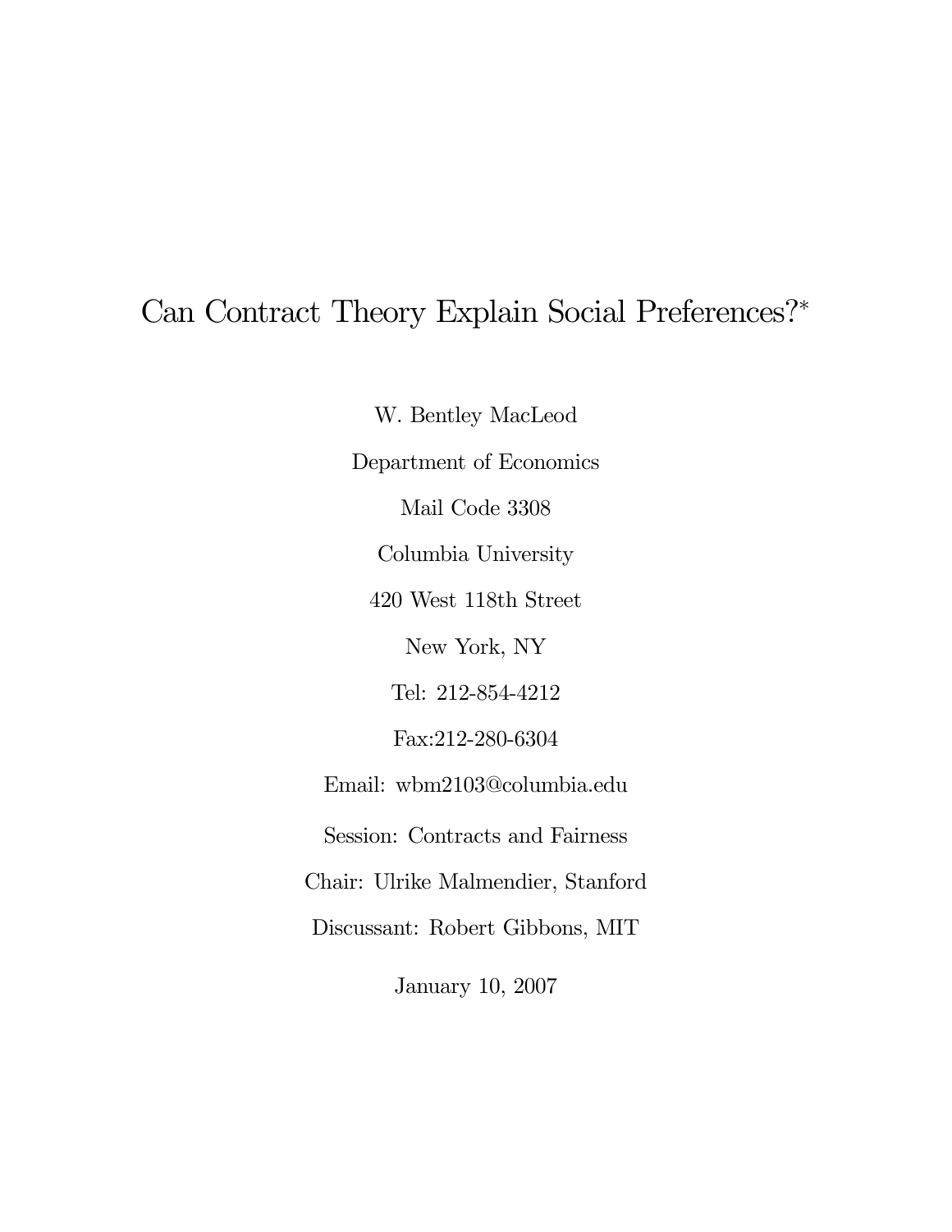# Can Contract Theory Explain Social Preferences?*

W. Bentley MacLeod

Department of Economics

Mail Code 3308

Columbia University

420 West 118th Street

New York, NY

Tel: 212-854-4212

Fax:212-280-6304

Email: wbm2103@columbia.edu

Session: Contracts and Fairness

Chair: Ulrike Malmendier, Stanford

Discussant: Robert Gibbons, MIT

January 10, 2007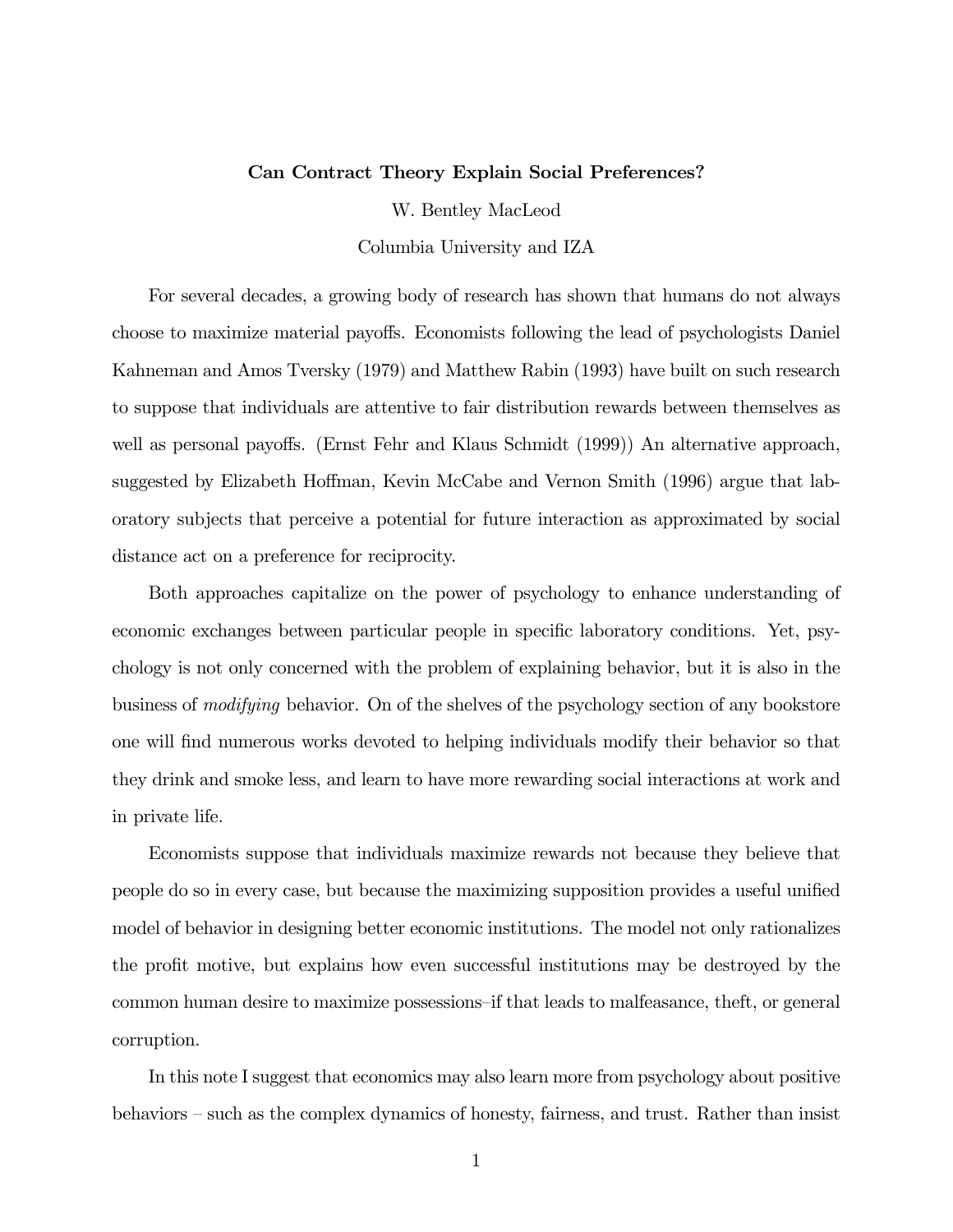**Can Contract Theory Explain Social Preferences?**

W. Bentley MacLeod

Columbia University and IZA

For several decades, a growing body of research has shown that humans do not always choose to maximize material payoffs. Economists following the lead of psychologists Daniel Kahneman and Amos Tversky (1979) and Matthew Rabin (1993) have built on such research to suppose that individuals are attentive to fair distribution rewards between themselves as well as personal payoffs. (Ernst Fehr and Klaus Schmidt (1999)) An alternative approach, suggested by Elizabeth Hoffman, Kevin McCabe and Vernon Smith (1996) argue that laboratory subjects that perceive a potential for future interaction as approximated by social distance act on a preference for reciprocity.

Both approaches capitalize on the power of psychology to enhance understanding of economic exchanges between particular people in specific laboratory conditions. Yet, psychology is not only concerned with the problem of explaining behavior, but it is also in the business of *modifying* behavior. On of the shelves of the psychology section of any bookstore one will find numerous works devoted to helping individuals modify their behavior so that they drink and smoke less, and learn to have more rewarding social interactions at work and in private life.

Economists suppose that individuals maximize rewards not because they believe that people do so in every case, but because the maximizing supposition provides a useful unified model of behavior in designing better economic institutions. The model not only rationalizes the profit motive, but explains how even successful institutions may be destroyed by the common human desire to maximize possessions–if that leads to malfeasance, theft, or general corruption.

In this note I suggest that economics may also learn more from psychology about positive behaviors – such as the complex dynamics of honesty, fairness, and trust. Rather than insist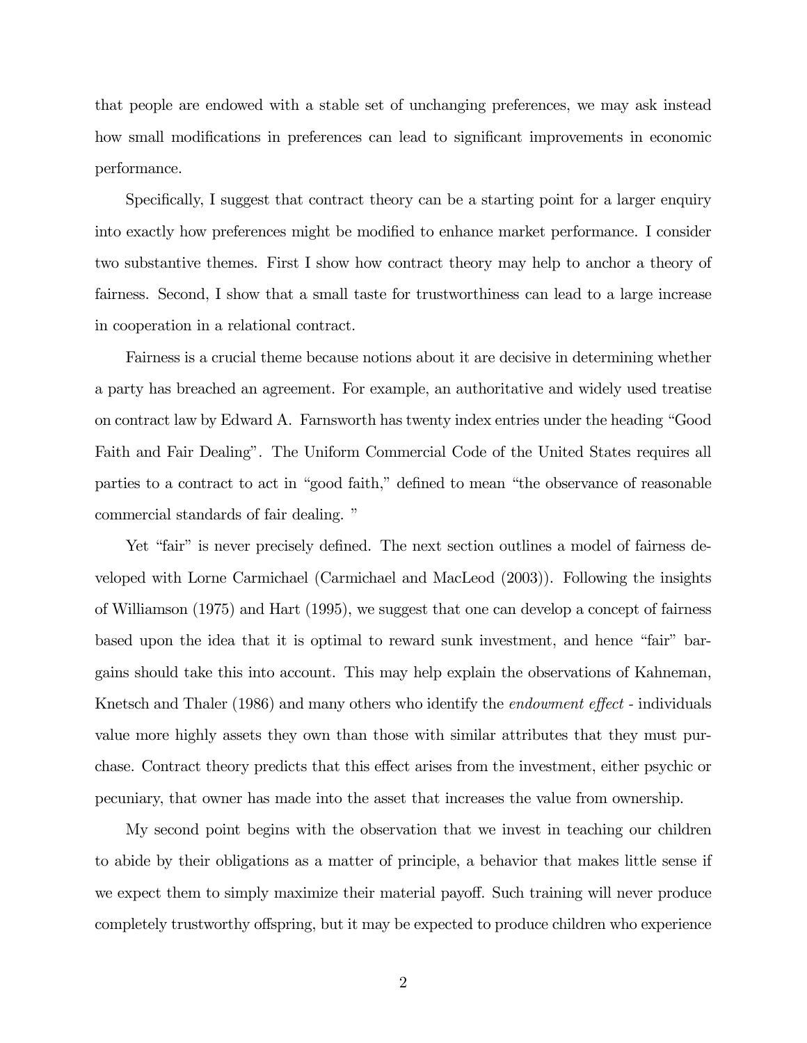that people are endowed with a stable set of unchanging preferences, we may ask instead how small modifications in preferences can lead to significant improvements in economic performance.

Specifically, I suggest that contract theory can be a starting point for a larger enquiry into exactly how preferences might be modified to enhance market performance. I consider two substantive themes. First I show how contract theory may help to anchor a theory of fairness. Second, I show that a small taste for trustworthiness can lead to a large increase in cooperation in a relational contract.

Fairness is a crucial theme because notions about it are decisive in determining whether a party has breached an agreement. For example, an authoritative and widely used treatise on contract law by Edward A. Farnsworth has twenty index entries under the heading "Good Faith and Fair Dealing". The Uniform Commercial Code of the United States requires all parties to a contract to act in "good faith," defined to mean "the observance of reasonable commercial standards of fair dealing. "

Yet "fair" is never precisely defined. The next section outlines a model of fairness developed with Lorne Carmichael (Carmichael and MacLeod (2003)). Following the insights of Williamson (1975) and Hart (1995), we suggest that one can develop a concept of fairness based upon the idea that it is optimal to reward sunk investment, and hence "fair" bargains should take this into account. This may help explain the observations of Kahneman, Knetsch and Thaler (1986) and many others who identify the *endowment effect* - individuals value more highly assets they own than those with similar attributes that they must purchase. Contract theory predicts that this effect arises from the investment, either psychic or pecuniary, that owner has made into the asset that increases the value from ownership.

My second point begins with the observation that we invest in teaching our children to abide by their obligations as a matter of principle, a behavior that makes little sense if we expect them to simply maximize their material payoff. Such training will never produce completely trustworthy offspring, but it may be expected to produce children who experience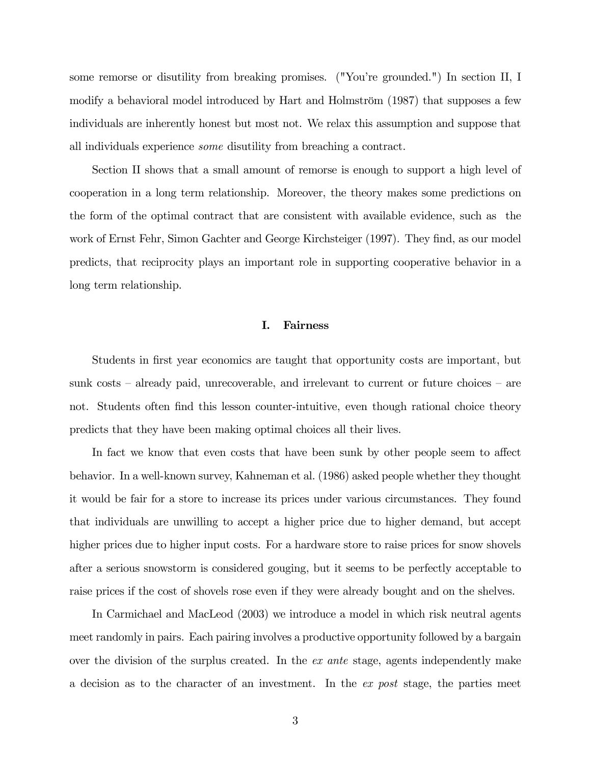some remorse or disutility from breaking promises. ("You're grounded.") In section II, I modify a behavioral model introduced by Hart and Holmström (1987) that supposes a few individuals are inherently honest but most not. We relax this assumption and suppose that all individuals experience *some* disutility from breaching a contract.

Section II shows that a small amount of remorse is enough to support a high level of cooperation in a long term relationship. Moreover, the theory makes some predictions on the form of the optimal contract that are consistent with available evidence, such as the work of Ernst Fehr, Simon Gachter and George Kirchsteiger (1997). They find, as our model predicts, that reciprocity plays an important role in supporting cooperative behavior in a long term relationship.

## I. Fairness

Students in first year economics are taught that opportunity costs are important, but sunk costs – already paid, unrecoverable, and irrelevant to current or future choices – are not. Students often find this lesson counter-intuitive, even though rational choice theory predicts that they have been making optimal choices all their lives.

In fact we know that even costs that have been sunk by other people seem to affect behavior. In a well-known survey, Kahneman et al. (1986) asked people whether they thought it would be fair for a store to increase its prices under various circumstances. They found that individuals are unwilling to accept a higher price due to higher demand, but accept higher prices due to higher input costs. For a hardware store to raise prices for snow shovels after a serious snowstorm is considered gouging, but it seems to be perfectly acceptable to raise prices if the cost of shovels rose even if they were already bought and on the shelves.

In Carmichael and MacLeod (2003) we introduce a model in which risk neutral agents meet randomly in pairs. Each pairing involves a productive opportunity followed by a bargain over the division of the surplus created. In the *ex ante* stage, agents independently make a decision as to the character of an investment. In the *ex post* stage, the parties meet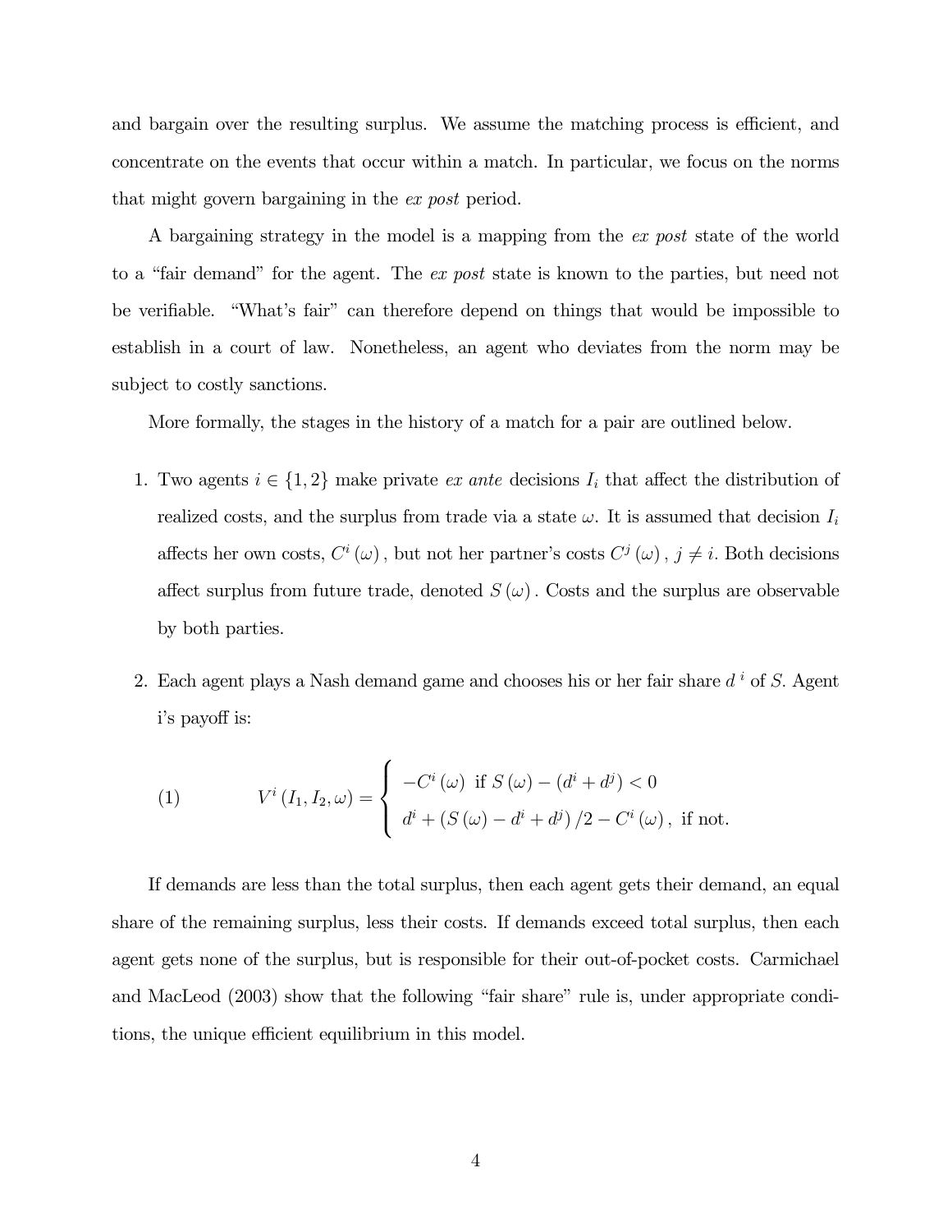and bargain over the resulting surplus. We assume the matching process is efficient, and concentrate on the events that occur within a match. In particular, we focus on the norms that might govern bargaining in the *ex post* period.

A bargaining strategy in the model is a mapping from the *ex post* state of the world to a "fair demand" for the agent. The *ex post* state is known to the parties, but need not be verifiable. "What's fair" can therefore depend on things that would be impossible to establish in a court of law. Nonetheless, an agent who deviates from the norm may be subject to costly sanctions.

More formally, the stages in the history of a match for a pair are outlined below.

1. Two agents $i \in \{1, 2\}$ make private *ex ante* decisions $I_i$ that affect the distribution of realized costs, and the surplus from trade via a state $\omega$. It is assumed that decision $I_i$ affects her own costs, $C^i(\omega)$, but not her partner's costs $C^j(\omega)$, $j \neq i$. Both decisions affect surplus from future trade, denoted $S(\omega)$. Costs and the surplus are observable by both parties.

2. Each agent plays a Nash demand game and chooses his or her fair share $d^i$ of $S$. Agent i's payoff is:

$$V^i(I_1, I_2, \omega) = \begin{cases} -C^i(\omega) \text{ if } S(\omega) - (d^i + d^j) < 0 \\ d^i + (S(\omega) - d^i + d^j)/2 - C^i(\omega), \text{ if not.} \end{cases} \tag{1}$$

If demands are less than the total surplus, then each agent gets their demand, an equal share of the remaining surplus, less their costs. If demands exceed total surplus, then each agent gets none of the surplus, but is responsible for their out-of-pocket costs. Carmichael and MacLeod (2003) show that the following "fair share" rule is, under appropriate conditions, the unique efficient equilibrium in this model.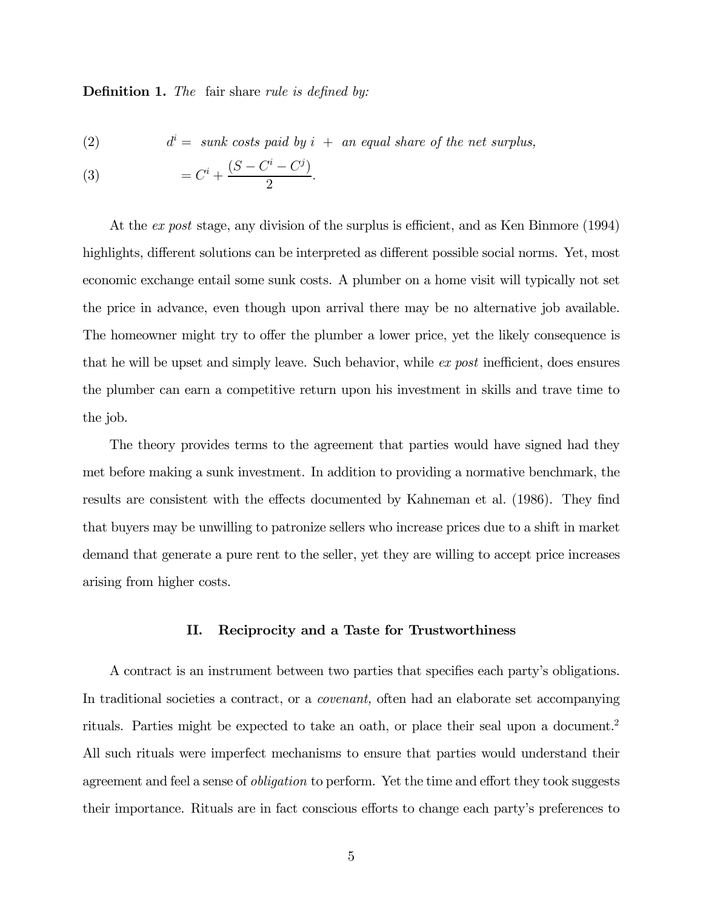**Definition 1.** *The* fair share *rule is defined by:*

$$d^i = \text{ sunk costs paid by } i \text{ } + \text{ an equal share of the net surplus,} \tag{2}$$

$$= C^i + \frac{(S - C^i - C^j)}{2}. \tag{3}$$

At the *ex post* stage, any division of the surplus is efficient, and as Ken Binmore (1994) highlights, different solutions can be interpreted as different possible social norms. Yet, most economic exchange entail some sunk costs. A plumber on a home visit will typically not set the price in advance, even though upon arrival there may be no alternative job available. The homeowner might try to offer the plumber a lower price, yet the likely consequence is that he will be upset and simply leave. Such behavior, while *ex post* inefficient, does ensures the plumber can earn a competitive return upon his investment in skills and trave time to the job.

The theory provides terms to the agreement that parties would have signed had they met before making a sunk investment. In addition to providing a normative benchmark, the results are consistent with the effects documented by Kahneman et al. (1986). They find that buyers may be unwilling to patronize sellers who increase prices due to a shift in market demand that generate a pure rent to the seller, yet they are willing to accept price increases arising from higher costs.

## II. Reciprocity and a Taste for Trustworthiness

A contract is an instrument between two parties that specifies each party's obligations. In traditional societies a contract, or a *covenant,* often had an elaborate set accompanying rituals. Parties might be expected to take an oath, or place their seal upon a document.[2] All such rituals were imperfect mechanisms to ensure that parties would understand their agreement and feel a sense of *obligation* to perform. Yet the time and effort they took suggests their importance. Rituals are in fact conscious efforts to change each party's preferences to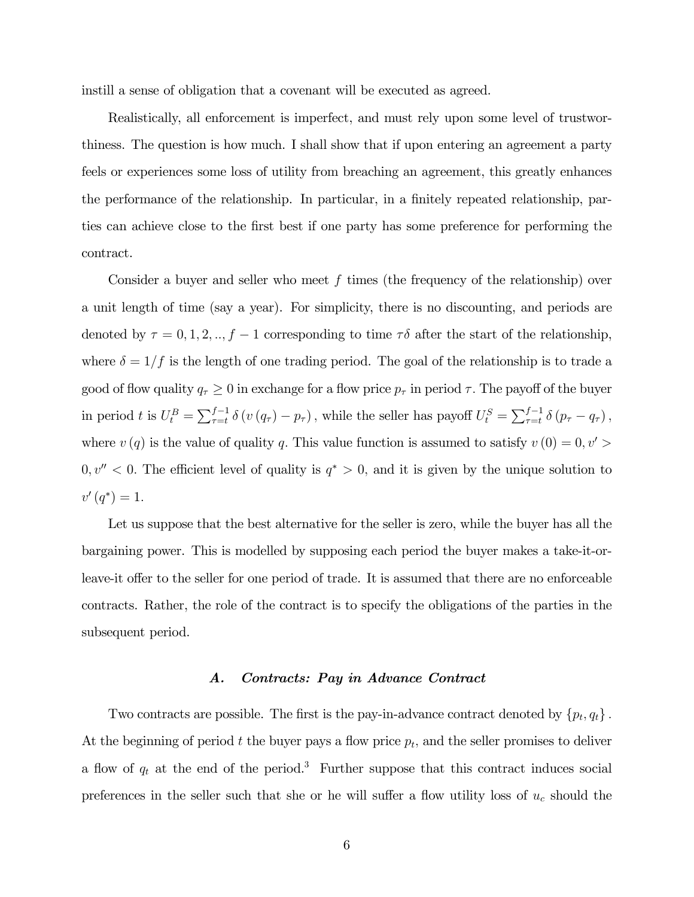instill a sense of obligation that a covenant will be executed as agreed.

Realistically, all enforcement is imperfect, and must rely upon some level of trustworthiness. The question is how much. I shall show that if upon entering an agreement a party feels or experiences some loss of utility from breaching an agreement, this greatly enhances the performance of the relationship. In particular, in a finitely repeated relationship, parties can achieve close to the first best if one party has some preference for performing the contract.

Consider a buyer and seller who meet $f$ times (the frequency of the relationship) over a unit length of time (say a year). For simplicity, there is no discounting, and periods are denoted by $\tau = 0, 1, 2, .., f-1$ corresponding to time $\tau\delta$ after the start of the relationship, where $\delta = 1/f$ is the length of one trading period. The goal of the relationship is to trade a good of flow quality $q_\tau \geq 0$ in exchange for a flow price $p_\tau$ in period $\tau$. The payoff of the buyer in period $t$ is $U_t^B = \sum_{\tau=t}^{f-1} \delta \left(v\left(q_\tau\right) - p_\tau\right)$, while the seller has payoff $U_t^S = \sum_{\tau=t}^{f-1} \delta \left(p_\tau - q_\tau\right)$, where $v(q)$ is the value of quality $q$. This value function is assumed to satisfy $v(0) = 0, v' > 0, v'' < 0$. The efficient level of quality is $q^* > 0$, and it is given by the unique solution to $v'(q^*) = 1$.

Let us suppose that the best alternative for the seller is zero, while the buyer has all the bargaining power. This is modelled by supposing each period the buyer makes a take-it-or-leave-it offer to the seller for one period of trade. It is assumed that there are no enforceable contracts. Rather, the role of the contract is to specify the obligations of the parties in the subsequent period.

### A. *Contracts: Pay in Advance Contract*

Two contracts are possible. The first is the pay-in-advance contract denoted by $\{p_t, q_t\}$. At the beginning of period $t$ the buyer pays a flow price $p_t$, and the seller promises to deliver a flow of $q_t$ at the end of the period.[3] Further suppose that this contract induces social preferences in the seller such that she or he will suffer a flow utility loss of $u_c$ should the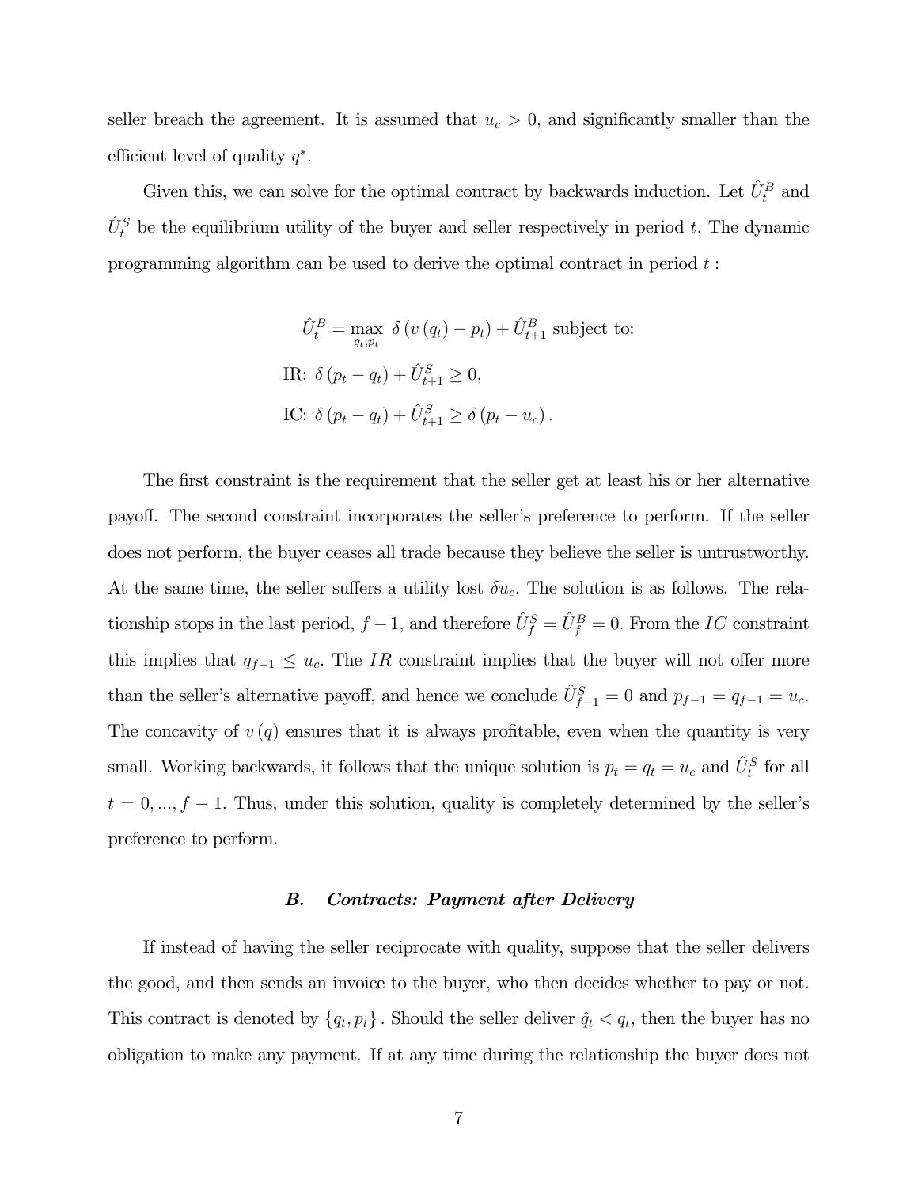seller breach the agreement. It is assumed that $u_c > 0$, and significantly smaller than the efficient level of quality $q^*$.

Given this, we can solve for the optimal contract by backwards induction. Let $\hat{U}_t^B$ and $\hat{U}_t^S$ be the equilibrium utility of the buyer and seller respectively in period $t$. The dynamic programming algorithm can be used to derive the optimal contract in period $t$ :

$$
\begin{aligned}
\hat{U}_t^B &= \max_{q_t, p_t} \ \delta \left( v\left(q_t\right) - p_t \right) + \hat{U}_{t+1}^B \text{ subject to:} \\
\text{IR: } & \delta \left(p_t - q_t\right) + \hat{U}_{t+1}^S \geq 0, \\
\text{IC: } & \delta \left(p_t - q_t\right) + \hat{U}_{t+1}^S \geq \delta \left(p_t - u_c\right).
\end{aligned}
$$

The first constraint is the requirement that the seller get at least his or her alternative payoff. The second constraint incorporates the seller's preference to perform. If the seller does not perform, the buyer ceases all trade because they believe the seller is untrustworthy. At the same time, the seller suffers a utility lost $\delta u_c$. The solution is as follows. The relationship stops in the last period, $f-1$, and therefore $\hat{U}_f^S = \hat{U}_f^B = 0$. From the $IC$ constraint this implies that $q_{f-1} \leq u_c$. The $IR$ constraint implies that the buyer will not offer more than the seller's alternative payoff, and hence we conclude $\hat{U}_{f-1}^S = 0$ and $p_{f-1} = q_{f-1} = u_c$. The concavity of $v(q)$ ensures that it is always profitable, even when the quantity is very small. Working backwards, it follows that the unique solution is $p_t = q_t = u_c$ and $\hat{U}_t^S$ for all $t = 0, ..., f-1$. Thus, under this solution, quality is completely determined by the seller's preference to perform.

### *B. Contracts: Payment after Delivery*

If instead of having the seller reciprocate with quality, suppose that the seller delivers the good, and then sends an invoice to the buyer, who then decides whether to pay or not. This contract is denoted by $\{q_t, p_t\}$. Should the seller deliver $\hat{q}_t < q_t$, then the buyer has no obligation to make any payment. If at any time during the relationship the buyer does not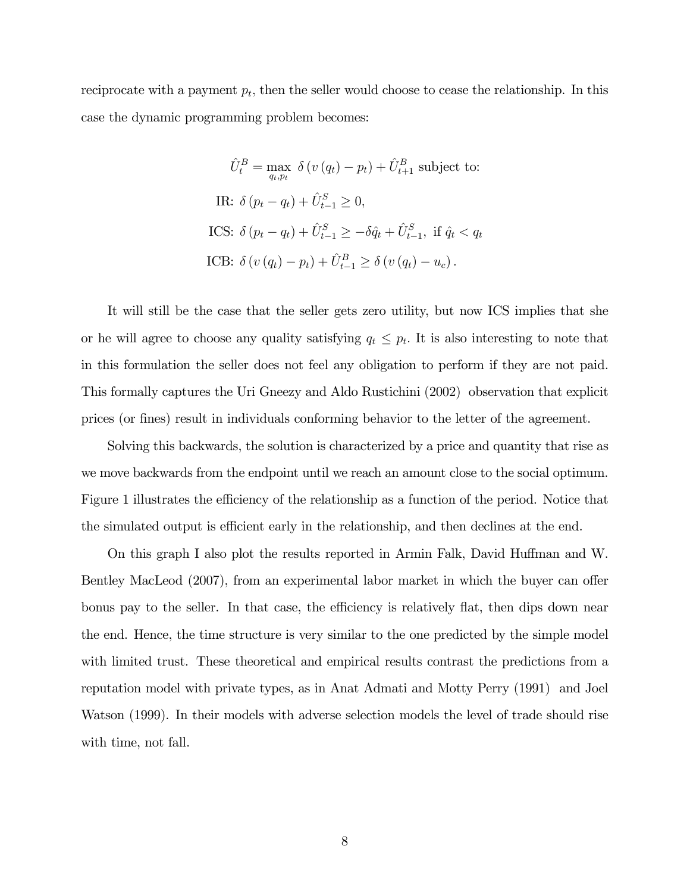reciprocate with a payment $p_t$, then the seller would choose to cease the relationship. In this case the dynamic programming problem becomes:

$$
\begin{aligned}
\hat{U}_t^B &= \max_{q_t, p_t} \ \delta \left( v\left(q_t\right) - p_t \right) + \hat{U}_{t+1}^B \text{ subject to:} \\
\text{IR: } & \delta \left( p_t - q_t \right) + \hat{U}_{t-1}^S \geq 0, \\
\text{ICS: } & \delta \left( p_t - q_t \right) + \hat{U}_{t-1}^S \geq -\delta \hat{q}_t + \hat{U}_{t-1}^S, \text{ if } \hat{q}_t < q_t \\
\text{ICB: } & \delta \left( v\left(q_t\right) - p_t \right) + \hat{U}_{t-1}^B \geq \delta \left( v\left(q_t\right) - u_c \right).
\end{aligned}
$$

It will still be the case that the seller gets zero utility, but now ICS implies that she or he will agree to choose any quality satisfying $q_t \leq p_t$. It is also interesting to note that in this formulation the seller does not feel any obligation to perform if they are not paid. This formally captures the Uri Gneezy and Aldo Rustichini (2002) observation that explicit prices (or fines) result in individuals conforming behavior to the letter of the agreement.

Solving this backwards, the solution is characterized by a price and quantity that rise as we move backwards from the endpoint until we reach an amount close to the social optimum. Figure 1 illustrates the efficiency of the relationship as a function of the period. Notice that the simulated output is efficient early in the relationship, and then declines at the end.

On this graph I also plot the results reported in Armin Falk, David Huffman and W. Bentley MacLeod (2007), from an experimental labor market in which the buyer can offer bonus pay to the seller. In that case, the efficiency is relatively flat, then dips down near the end. Hence, the time structure is very similar to the one predicted by the simple model with limited trust. These theoretical and empirical results contrast the predictions from a reputation model with private types, as in Anat Admati and Motty Perry (1991) and Joel Watson (1999). In their models with adverse selection models the level of trade should rise with time, not fall.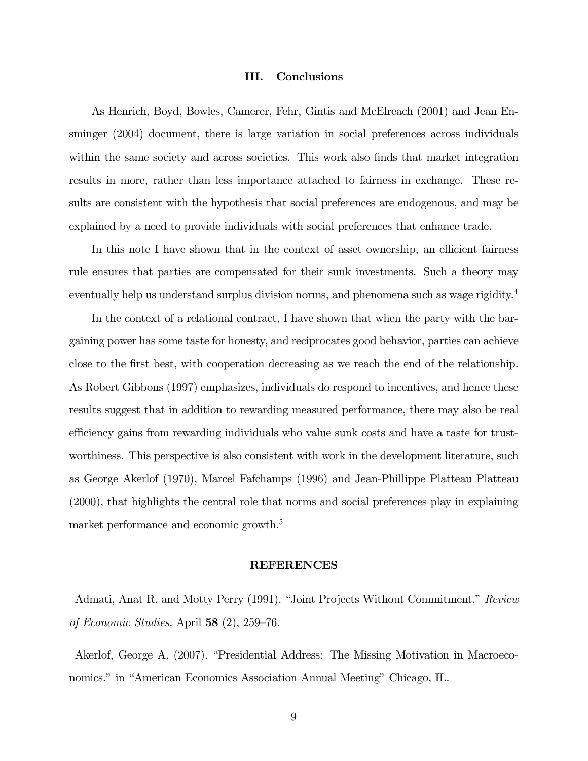## III. Conclusions

As Henrich, Boyd, Bowles, Camerer, Fehr, Gintis and McElreach (2001) and Jean Ensminger (2004) document, there is large variation in social preferences across individuals within the same society and across societies. This work also finds that market integration results in more, rather than less importance attached to fairness in exchange. These results are consistent with the hypothesis that social preferences are endogenous, and may be explained by a need to provide individuals with social preferences that enhance trade.

In this note I have shown that in the context of asset ownership, an efficient fairness rule ensures that parties are compensated for their sunk investments. Such a theory may eventually help us understand surplus division norms, and phenomena such as wage rigidity.[4]

In the context of a relational contract, I have shown that when the party with the bargaining power has some taste for honesty, and reciprocates good behavior, parties can achieve close to the first best, with cooperation decreasing as we reach the end of the relationship. As Robert Gibbons (1997) emphasizes, individuals do respond to incentives, and hence these results suggest that in addition to rewarding measured performance, there may also be real efficiency gains from rewarding individuals who value sunk costs and have a taste for trustworthiness. This perspective is also consistent with work in the development literature, such as George Akerlof (1970), Marcel Fafchamps (1996) and Jean-Phillippe Platteau Platteau (2000), that highlights the central role that norms and social preferences play in explaining market performance and economic growth.[5]

## REFERENCES

Admati, Anat R. and Motty Perry (1991). "Joint Projects Without Commitment." *Review of Economic Studies.* April **58** (2), 259–76.

Akerlof, George A. (2007). "Presidential Address: The Missing Motivation in Macroeconomics." in "American Economics Association Annual Meeting" Chicago, IL.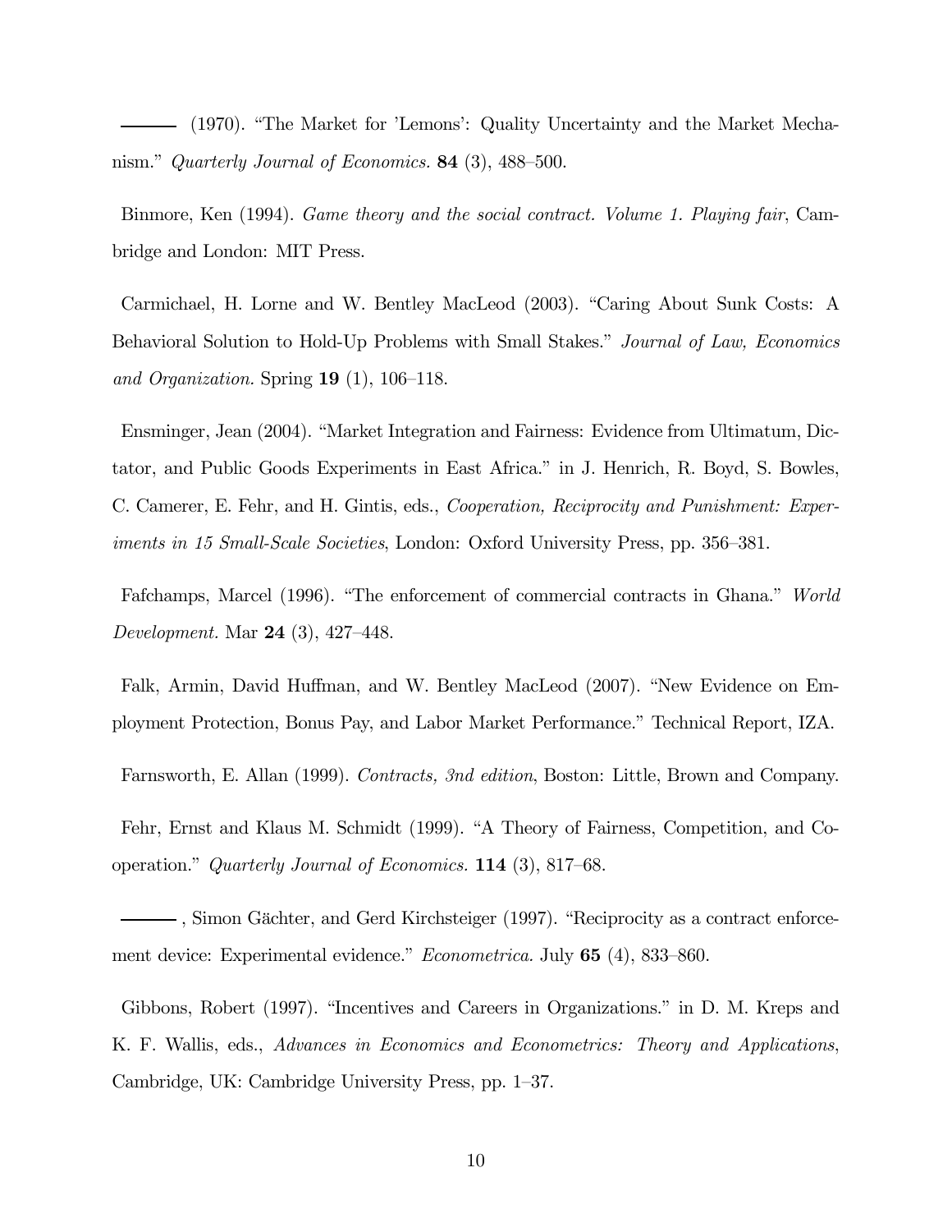——— (1970). "The Market for 'Lemons': Quality Uncertainty and the Market Mechanism." *Quarterly Journal of Economics.* **84** (3), 488–500.

Binmore, Ken (1994). *Game theory and the social contract. Volume 1. Playing fair*, Cambridge and London: MIT Press.

Carmichael, H. Lorne and W. Bentley MacLeod (2003). "Caring About Sunk Costs: A Behavioral Solution to Hold-Up Problems with Small Stakes." *Journal of Law, Economics and Organization.* Spring **19** (1), 106–118.

Ensminger, Jean (2004). "Market Integration and Fairness: Evidence from Ultimatum, Dictator, and Public Goods Experiments in East Africa." in J. Henrich, R. Boyd, S. Bowles, C. Camerer, E. Fehr, and H. Gintis, eds., *Cooperation, Reciprocity and Punishment: Experiments in 15 Small-Scale Societies*, London: Oxford University Press, pp. 356–381.

Fafchamps, Marcel (1996). "The enforcement of commercial contracts in Ghana." *World Development.* Mar **24** (3), 427–448.

Falk, Armin, David Huffman, and W. Bentley MacLeod (2007). "New Evidence on Employment Protection, Bonus Pay, and Labor Market Performance." Technical Report, IZA.

Farnsworth, E. Allan (1999). *Contracts, 3nd edition*, Boston: Little, Brown and Company.

Fehr, Ernst and Klaus M. Schmidt (1999). "A Theory of Fairness, Competition, and Cooperation." *Quarterly Journal of Economics.* **114** (3), 817–68.

———, Simon Gächter, and Gerd Kirchsteiger (1997). "Reciprocity as a contract enforcement device: Experimental evidence." *Econometrica.* July **65** (4), 833–860.

Gibbons, Robert (1997). "Incentives and Careers in Organizations." in D. M. Kreps and K. F. Wallis, eds., *Advances in Economics and Econometrics: Theory and Applications*, Cambridge, UK: Cambridge University Press, pp. 1–37.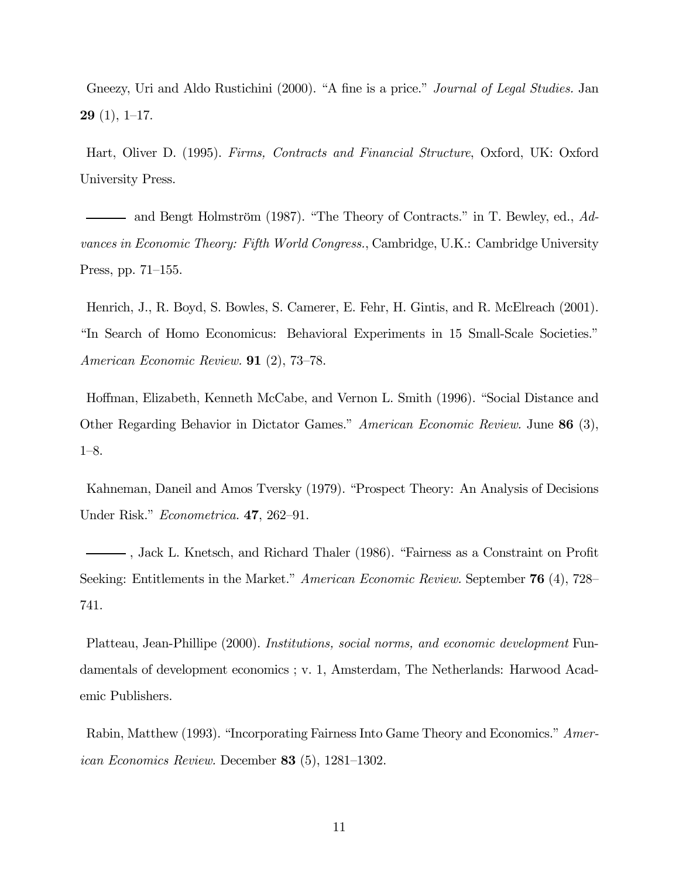Gneezy, Uri and Aldo Rustichini (2000). "A fine is a price." *Journal of Legal Studies.* Jan **29** (1), 1–17.

Hart, Oliver D. (1995). *Firms, Contracts and Financial Structure*, Oxford, UK: Oxford University Press.

——— and Bengt Holmström (1987). "The Theory of Contracts." in T. Bewley, ed., *Advances in Economic Theory: Fifth World Congress.*, Cambridge, U.K.: Cambridge University Press, pp. 71–155.

Henrich, J., R. Boyd, S. Bowles, S. Camerer, E. Fehr, H. Gintis, and R. McElreach (2001). "In Search of Homo Economicus: Behavioral Experiments in 15 Small-Scale Societies." *American Economic Review.* **91** (2), 73–78.

Hoffman, Elizabeth, Kenneth McCabe, and Vernon L. Smith (1996). "Social Distance and Other Regarding Behavior in Dictator Games." *American Economic Review.* June **86** (3), 1–8.

Kahneman, Daneil and Amos Tversky (1979). "Prospect Theory: An Analysis of Decisions Under Risk." *Econometrica.* **47**, 262–91.

———, Jack L. Knetsch, and Richard Thaler (1986). "Fairness as a Constraint on Profit Seeking: Entitlements in the Market." *American Economic Review.* September **76** (4), 728–741.

Platteau, Jean-Phillipe (2000). *Institutions, social norms, and economic development* Fundamentals of development economics ; v. 1, Amsterdam, The Netherlands: Harwood Academic Publishers.

Rabin, Matthew (1993). "Incorporating Fairness Into Game Theory and Economics." *American Economics Review.* December **83** (5), 1281–1302.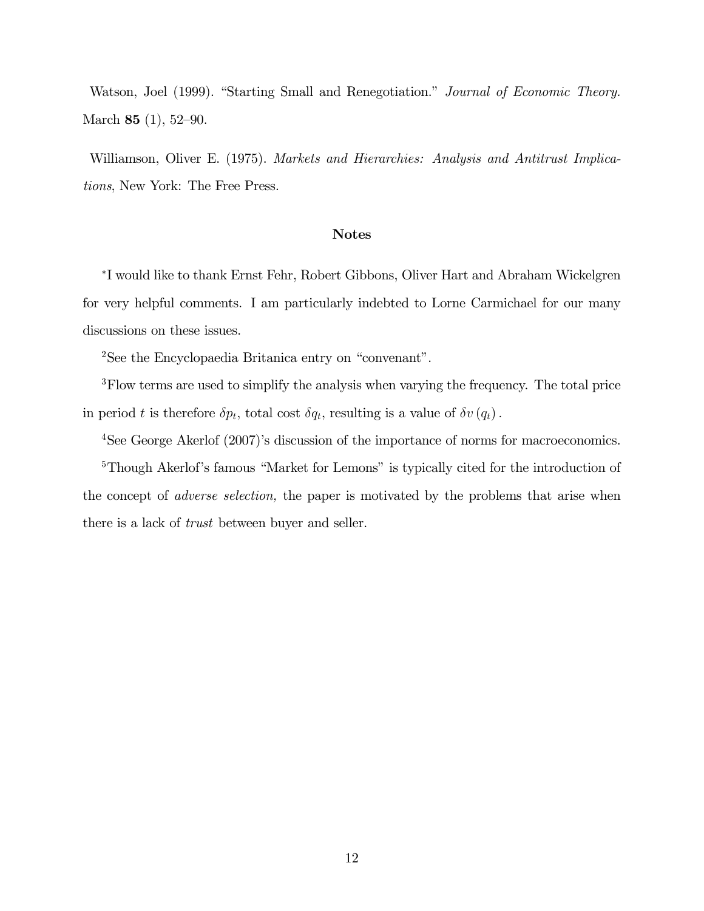Watson, Joel (1999). "Starting Small and Renegotiation." *Journal of Economic Theory.* March **85** (1), 52–90.

Williamson, Oliver E. (1975). *Markets and Hierarchies: Analysis and Antitrust Implications*, New York: The Free Press.

## Notes

*I would like to thank Ernst Fehr, Robert Gibbons, Oliver Hart and Abraham Wickelgren for very helpful comments. I am particularly indebted to Lorne Carmichael for our many discussions on these issues.

[2]See the Encyclopaedia Britanica entry on "convenant".

[3]Flow terms are used to simplify the analysis when varying the frequency. The total price in period $t$ is therefore $\delta p_t$, total cost $\delta q_t$, resulting is a value of $\delta v(q_t)$.

[4]See George Akerlof (2007)'s discussion of the importance of norms for macroeconomics.

[5]Though Akerlof's famous "Market for Lemons" is typically cited for the introduction of the concept of *adverse selection,* the paper is motivated by the problems that arise when there is a lack of *trust* between buyer and seller.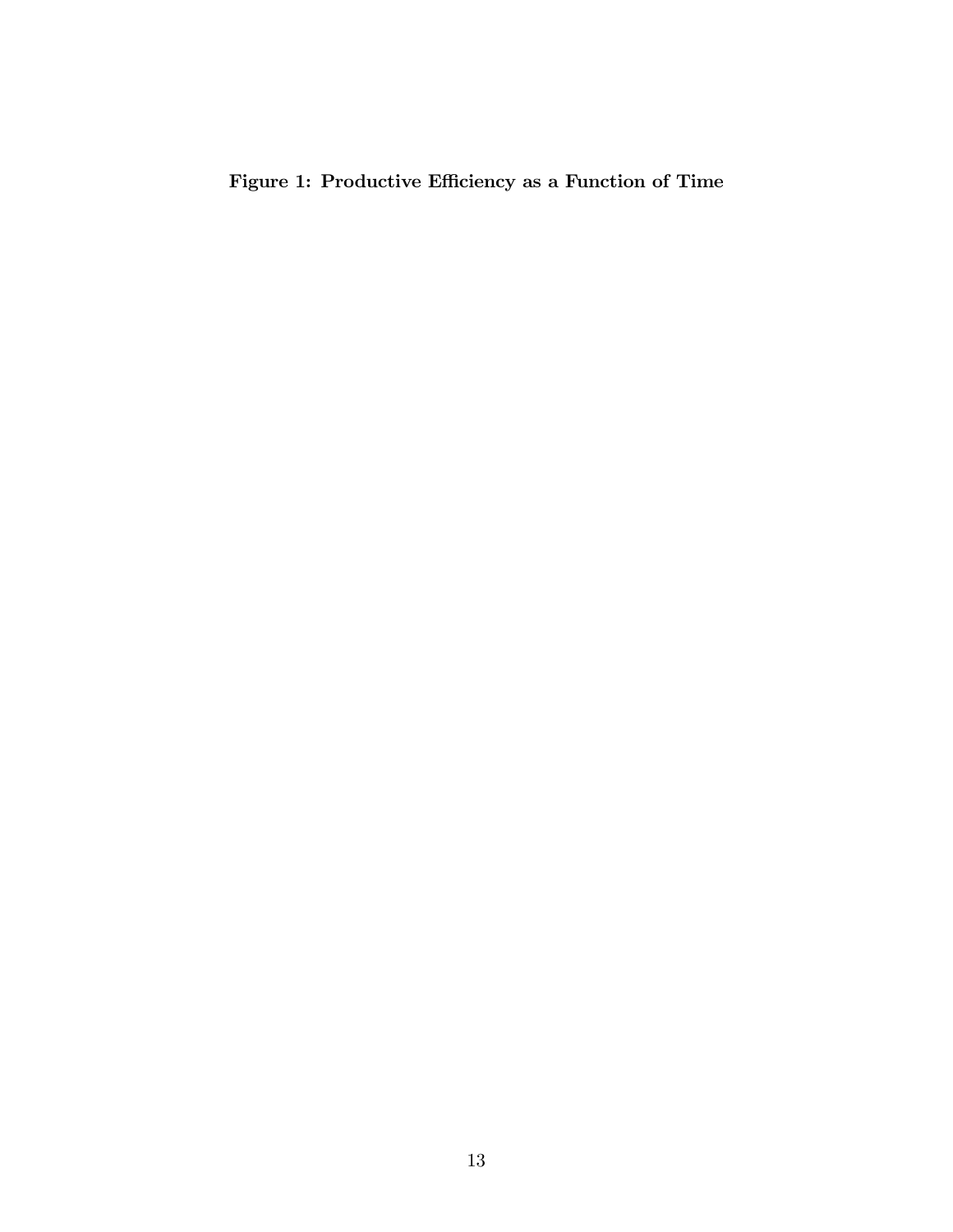**Figure 1: Productive Efficiency as a Function of Time**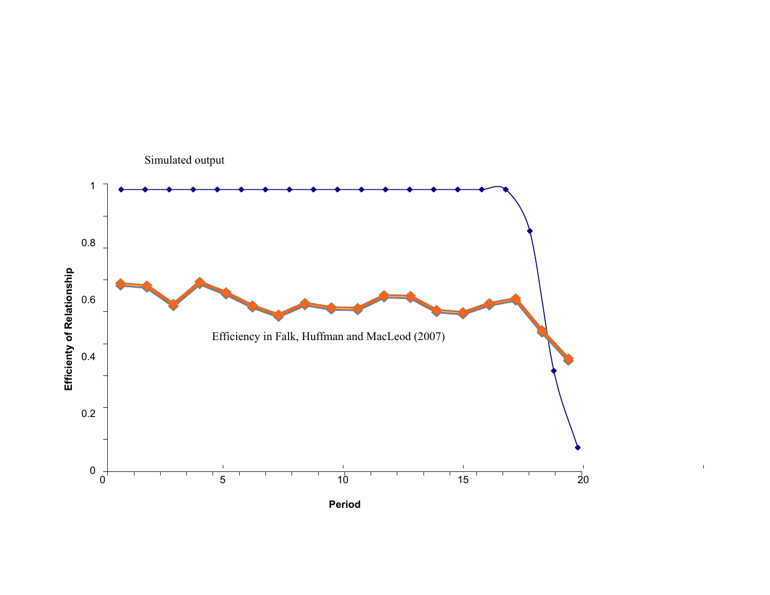Simulated output

1

0.8

0.6

0.4

0.2

0

Efficienty of Relationship

Efficiency in Falk, Huffman and MacLeod (2007)

0

5

10

15

20

Period